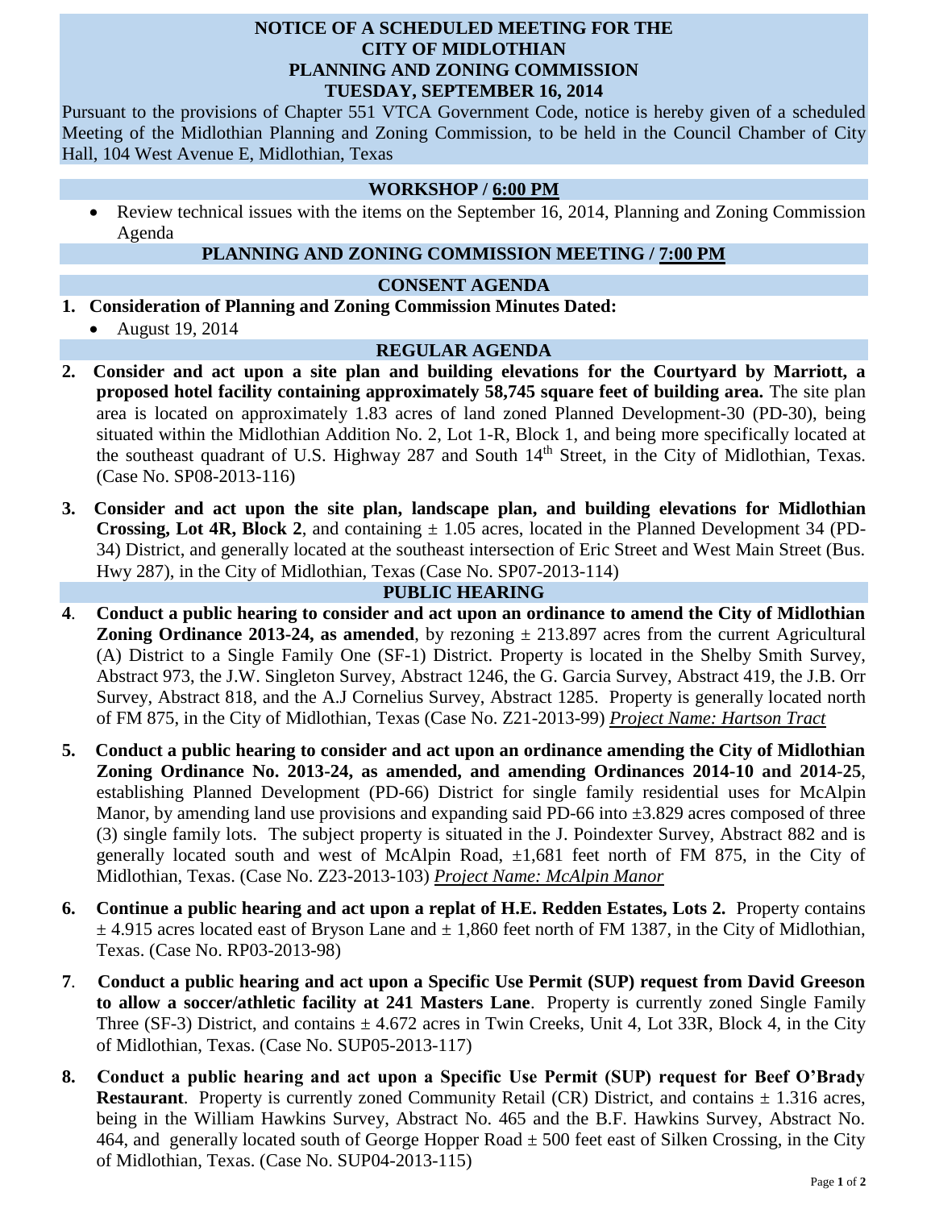# NOTICE OF A SCHEDULED MEETING FOR THE CITY OF MIDLOTHIAN PLANNING AND ZONING COMMISSION TUESDAY, SEPTEMBER 16, 2014

Pursuant to the provisions of Chapter 551 VTCA Government Code, notice is hereby given of a scheduled Meeting of the Midlothian Planning and Zoning Commission, to be held in the Council Chamber of City Hall, 104 West Avenue E, Midlothian, Texas

## WORKSHOP / 6:00 PM

- Review technical issues with the items on the September 16, 2014, Planning and Zoning Commission Agenda

## PLANNING AND ZONING COMMISSION MEETING / 7:00 PM

## CONSENT AGENDA

1. **Consideration of Planning and Zoning Commission Minutes Dated:**
   - August 19, 2014

## REGULAR AGENDA

2. **Consider and act upon a site plan and building elevations for the Courtyard by Marriott, a proposed hotel facility containing approximately 58,745 square feet of building area.** The site plan area is located on approximately 1.83 acres of land zoned Planned Development-30 (PD-30), being situated within the Midlothian Addition No. 2, Lot 1-R, Block 1, and being more specifically located at the southeast quadrant of U.S. Highway 287 and South 14th Street, in the City of Midlothian, Texas. (Case No. SP08-2013-116)

3. **Consider and act upon the site plan, landscape plan, and building elevations for Midlothian Crossing, Lot 4R, Block 2**, and containing ± 1.05 acres, located in the Planned Development 34 (PD-34) District, and generally located at the southeast intersection of Eric Street and West Main Street (Bus. Hwy 287), in the City of Midlothian, Texas (Case No. SP07-2013-114)

## PUBLIC HEARING

4. **Conduct a public hearing to consider and act upon an ordinance to amend the City of Midlothian Zoning Ordinance 2013-24, as amended**, by rezoning ± 213.897 acres from the current Agricultural (A) District to a Single Family One (SF-1) District. Property is located in the Shelby Smith Survey, Abstract 973, the J.W. Singleton Survey, Abstract 1246, the G. Garcia Survey, Abstract 419, the J.B. Orr Survey, Abstract 818, and the A.J Cornelius Survey, Abstract 1285. Property is generally located north of FM 875, in the City of Midlothian, Texas (Case No. Z21-2013-99) *Project Name: Hartson Tract*

5. **Conduct a public hearing to consider and act upon an ordinance amending the City of Midlothian Zoning Ordinance No. 2013-24, as amended, and amending Ordinances 2014-10 and 2014-25**, establishing Planned Development (PD-66) District for single family residential uses for McAlpin Manor, by amending land use provisions and expanding said PD-66 into ±3.829 acres composed of three (3) single family lots. The subject property is situated in the J. Poindexter Survey, Abstract 882 and is generally located south and west of McAlpin Road, ±1,681 feet north of FM 875, in the City of Midlothian, Texas. (Case No. Z23-2013-103) *Project Name: McAlpin Manor*

6. **Continue a public hearing and act upon a replat of H.E. Redden Estates, Lots 2.** Property contains ± 4.915 acres located east of Bryson Lane and ± 1,860 feet north of FM 1387, in the City of Midlothian, Texas. (Case No. RP03-2013-98)

7. **Conduct a public hearing and act upon a Specific Use Permit (SUP) request from David Greeson to allow a soccer/athletic facility at 241 Masters Lane**. Property is currently zoned Single Family Three (SF-3) District, and contains ± 4.672 acres in Twin Creeks, Unit 4, Lot 33R, Block 4, in the City of Midlothian, Texas. (Case No. SUP05-2013-117)

8. **Conduct a public hearing and act upon a Specific Use Permit (SUP) request for Beef O'Brady Restaurant**. Property is currently zoned Community Retail (CR) District, and contains ± 1.316 acres, being in the William Hawkins Survey, Abstract No. 465 and the B.F. Hawkins Survey, Abstract No. 464, and generally located south of George Hopper Road ± 500 feet east of Silken Crossing, in the City of Midlothian, Texas. (Case No. SUP04-2013-115)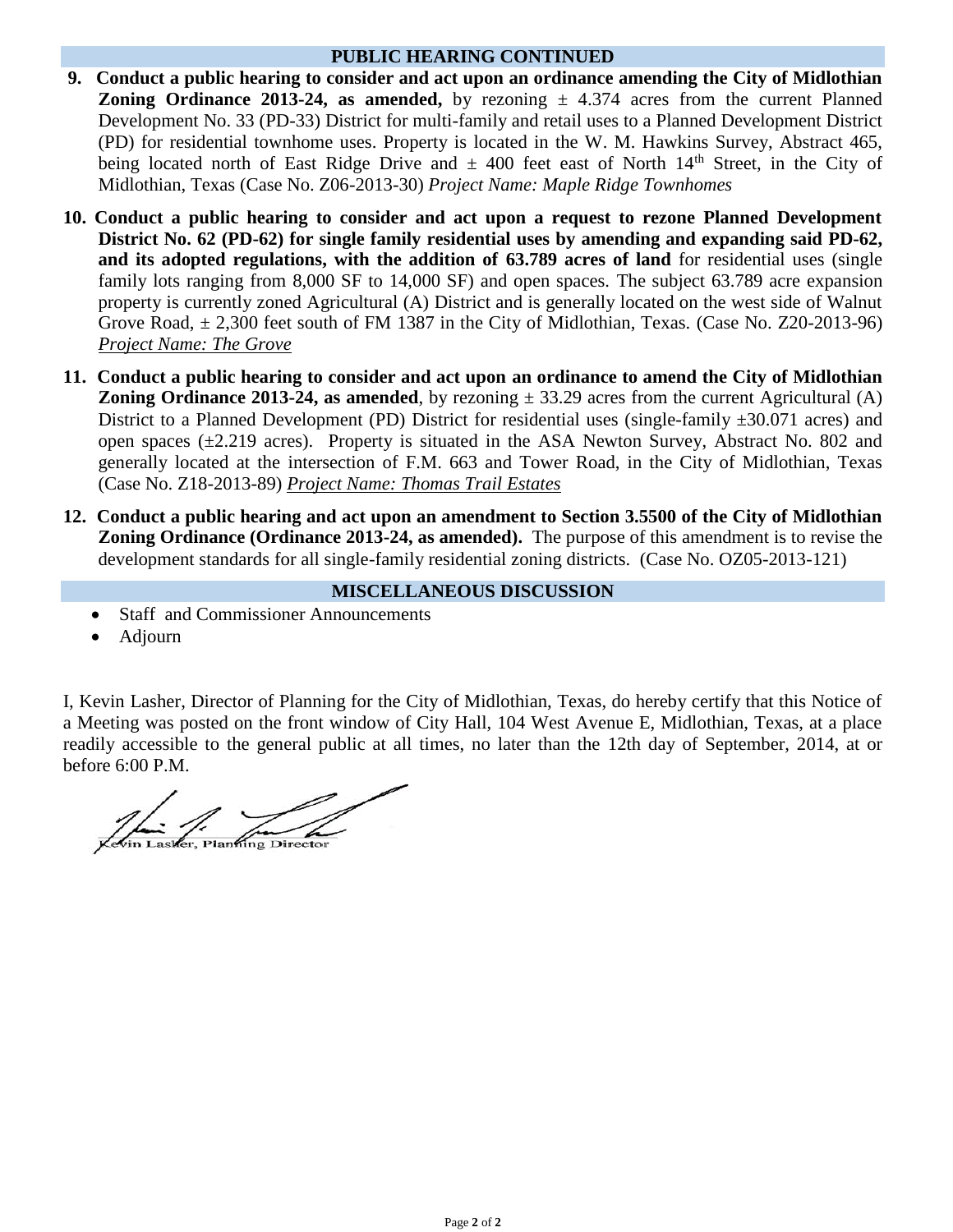## PUBLIC HEARING CONTINUED

9. **Conduct a public hearing to consider and act upon an ordinance amending the City of Midlothian Zoning Ordinance 2013-24, as amended,** by rezoning ± 4.374 acres from the current Planned Development No. 33 (PD-33) District for multi-family and retail uses to a Planned Development District (PD) for residential townhome uses. Property is located in the W. M. Hawkins Survey, Abstract 465, being located north of East Ridge Drive and ± 400 feet east of North 14th Street, in the City of Midlothian, Texas (Case No. Z06-2013-30) *Project Name: Maple Ridge Townhomes*

10. **Conduct a public hearing to consider and act upon a request to rezone Planned Development District No. 62 (PD-62) for single family residential uses by amending and expanding said PD-62, and its adopted regulations, with the addition of 63.789 acres of land** for residential uses (single family lots ranging from 8,000 SF to 14,000 SF) and open spaces. The subject 63.789 acre expansion property is currently zoned Agricultural (A) District and is generally located on the west side of Walnut Grove Road, ± 2,300 feet south of FM 1387 in the City of Midlothian, Texas. (Case No. Z20-2013-96) *Project Name: The Grove*

11. **Conduct a public hearing to consider and act upon an ordinance to amend the City of Midlothian Zoning Ordinance 2013-24, as amended**, by rezoning ± 33.29 acres from the current Agricultural (A) District to a Planned Development (PD) District for residential uses (single-family ±30.071 acres) and open spaces (±2.219 acres). Property is situated in the ASA Newton Survey, Abstract No. 802 and generally located at the intersection of F.M. 663 and Tower Road, in the City of Midlothian, Texas (Case No. Z18-2013-89) *Project Name: Thomas Trail Estates*

12. **Conduct a public hearing and act upon an amendment to Section 3.5500 of the City of Midlothian Zoning Ordinance (Ordinance 2013-24, as amended).** The purpose of this amendment is to revise the development standards for all single-family residential zoning districts. (Case No. OZ05-2013-121)

## MISCELLANEOUS DISCUSSION

- Staff and Commissioner Announcements
- Adjourn

I, Kevin Lasher, Director of Planning for the City of Midlothian, Texas, do hereby certify that this Notice of a Meeting was posted on the front window of City Hall, 104 West Avenue E, Midlothian, Texas, at a place readily accessible to the general public at all times, no later than the 12th day of September, 2014, at or before 6:00 P.M.

Kevin Lasher, Planning Director